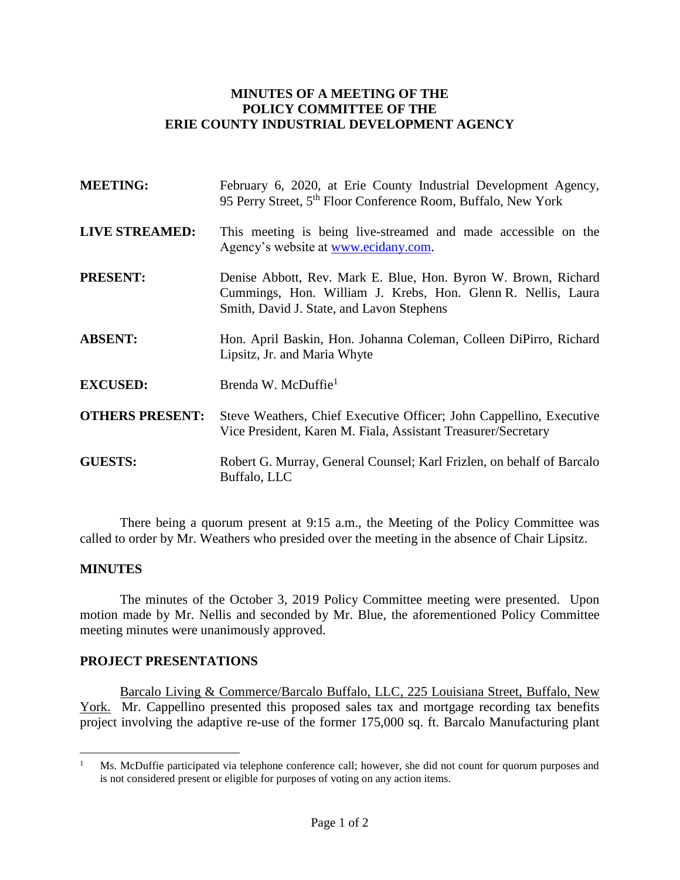**MINUTES OF A MEETING OF THE**
**POLICY COMMITTEE OF THE**
**ERIE COUNTY INDUSTRIAL DEVELOPMENT AGENCY**

**MEETING:** February 6, 2020, at Erie County Industrial Development Agency, 95 Perry Street, 5th Floor Conference Room, Buffalo, New York

**LIVE STREAMED:** This meeting is being live-streamed and made accessible on the Agency's website at www.ecidany.com.

**PRESENT:** Denise Abbott, Rev. Mark E. Blue, Hon. Byron W. Brown, Richard Cummings, Hon. William J. Krebs, Hon. Glenn R. Nellis, Laura Smith, David J. State, and Lavon Stephens

**ABSENT:** Hon. April Baskin, Hon. Johanna Coleman, Colleen DiPirro, Richard Lipsitz, Jr. and Maria Whyte

**EXCUSED:** Brenda W. McDuffie[1]

**OTHERS PRESENT:** Steve Weathers, Chief Executive Officer; John Cappellino, Executive Vice President, Karen M. Fiala, Assistant Treasurer/Secretary

**GUESTS:** Robert G. Murray, General Counsel; Karl Frizlen, on behalf of Barcalo Buffalo, LLC

There being a quorum present at 9:15 a.m., the Meeting of the Policy Committee was called to order by Mr. Weathers who presided over the meeting in the absence of Chair Lipsitz.

## MINUTES

The minutes of the October 3, 2019 Policy Committee meeting were presented. Upon motion made by Mr. Nellis and seconded by Mr. Blue, the aforementioned Policy Committee meeting minutes were unanimously approved.

## PROJECT PRESENTATIONS

Barcalo Living & Commerce/Barcalo Buffalo, LLC, 225 Louisiana Street, Buffalo, New York. Mr. Cappellino presented this proposed sales tax and mortgage recording tax benefits project involving the adaptive re-use of the former 175,000 sq. ft. Barcalo Manufacturing plant

[1] Ms. McDuffie participated via telephone conference call; however, she did not count for quorum purposes and is not considered present or eligible for purposes of voting on any action items.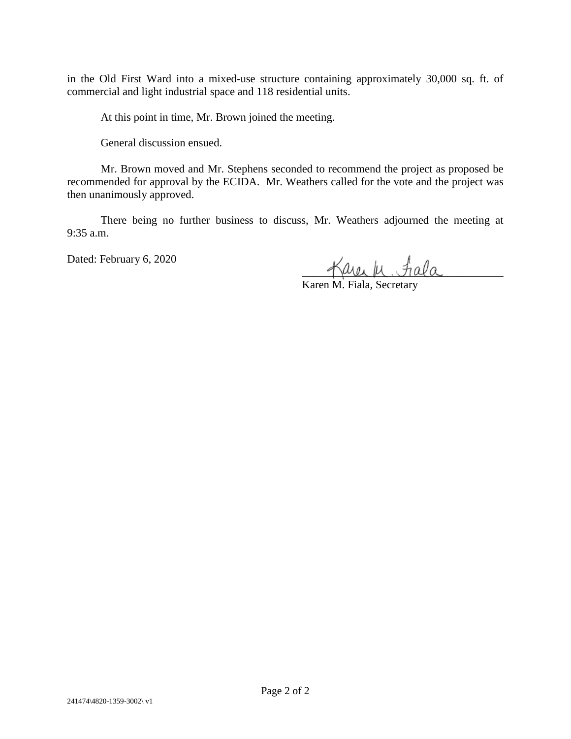in the Old First Ward into a mixed-use structure containing approximately 30,000 sq. ft. of commercial and light industrial space and 118 residential units.

At this point in time, Mr. Brown joined the meeting.

General discussion ensued.

Mr. Brown moved and Mr. Stephens seconded to recommend the project as proposed be recommended for approval by the ECIDA. Mr. Weathers called for the vote and the project was then unanimously approved.

There being no further business to discuss, Mr. Weathers adjourned the meeting at 9:35 a.m.

Dated: February 6, 2020

Karen M. Fiala

Karen M. Fiala, Secretary

241474\4820-1359-3002\ v1